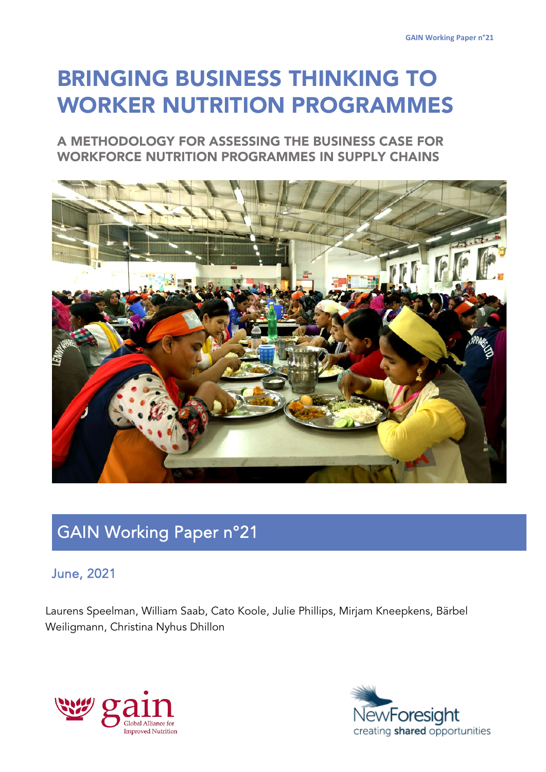# BRINGING BUSINESS THINKING TO WORKER NUTRITION PROGRAMMES

## A METHODOLOGY FOR ASSESSING THE BUSINESS CASE FOR WORKFORCE NUTRITION PROGRAMMES IN SUPPLY CHAINS

## GAIN Working Paper n°21

June, 2021

Laurens Speelman, William Saab, Cato Koole, Julie Phillips, Mirjam Kneepkens, Bärbel Weiligmann, Christina Nyhus Dhillon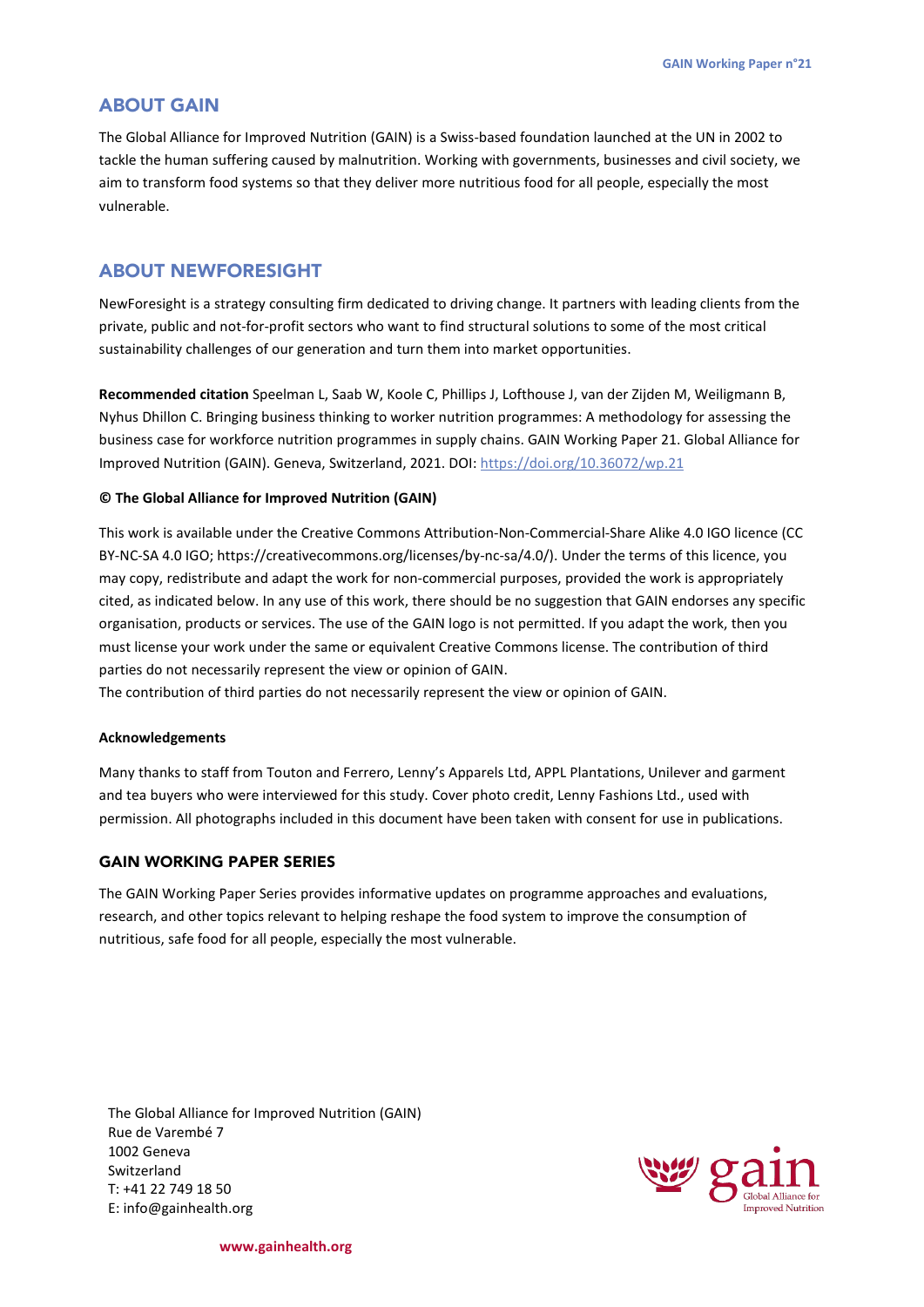## ABOUT GAIN

The Global Alliance for Improved Nutrition (GAIN) is a Swiss-based foundation launched at the UN in 2002 to tackle the human suffering caused by malnutrition. Working with governments, businesses and civil society, we aim to transform food systems so that they deliver more nutritious food for all people, especially the most vulnerable.

## ABOUT NEWFORESIGHT

NewForesight is a strategy consulting firm dedicated to driving change. It partners with leading clients from the private, public and not-for-profit sectors who want to find structural solutions to some of the most critical sustainability challenges of our generation and turn them into market opportunities.

**Recommended citation** Speelman L, Saab W, Koole C, Phillips J, Lofthouse J, van der Zijden M, Weiligmann B, Nyhus Dhillon C. Bringing business thinking to worker nutrition programmes: A methodology for assessing the business case for workforce nutrition programmes in supply chains. GAIN Working Paper 21. Global Alliance for Improved Nutrition (GAIN). Geneva, Switzerland, 2021. DOI: https://doi.org/10.36072/wp.21

**© The Global Alliance for Improved Nutrition (GAIN)**

This work is available under the Creative Commons Attribution-Non-Commercial-Share Alike 4.0 IGO licence (CC BY-NC-SA 4.0 IGO; https://creativecommons.org/licenses/by-nc-sa/4.0/). Under the terms of this licence, you may copy, redistribute and adapt the work for non-commercial purposes, provided the work is appropriately cited, as indicated below. In any use of this work, there should be no suggestion that GAIN endorses any specific organisation, products or services. The use of the GAIN logo is not permitted. If you adapt the work, then you must license your work under the same or equivalent Creative Commons license. The contribution of third parties do not necessarily represent the view or opinion of GAIN.
The contribution of third parties do not necessarily represent the view or opinion of GAIN.

**Acknowledgements**

Many thanks to staff from Touton and Ferrero, Lenny's Apparels Ltd, APPL Plantations, Unilever and garment and tea buyers who were interviewed for this study. Cover photo credit, Lenny Fashions Ltd., used with permission. All photographs included in this document have been taken with consent for use in publications.

### GAIN WORKING PAPER SERIES

The GAIN Working Paper Series provides informative updates on programme approaches and evaluations, research, and other topics relevant to helping reshape the food system to improve the consumption of nutritious, safe food for all people, especially the most vulnerable.

The Global Alliance for Improved Nutrition (GAIN)
Rue de Varembé 7
1002 Geneva
Switzerland
T: +41 22 749 18 50
E: info@gainhealth.org

www.gainhealth.org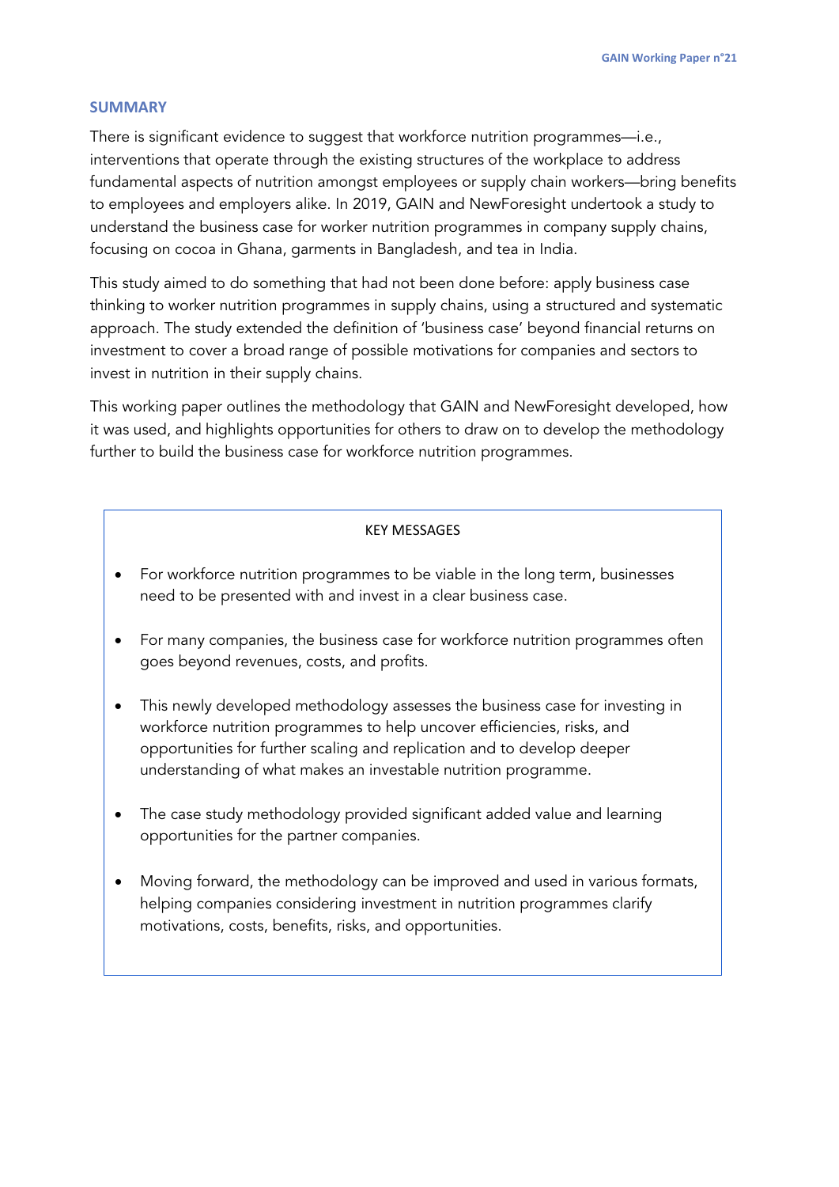## SUMMARY

There is significant evidence to suggest that workforce nutrition programmes—i.e., interventions that operate through the existing structures of the workplace to address fundamental aspects of nutrition amongst employees or supply chain workers—bring benefits to employees and employers alike. In 2019, GAIN and NewForesight undertook a study to understand the business case for worker nutrition programmes in company supply chains, focusing on cocoa in Ghana, garments in Bangladesh, and tea in India.

This study aimed to do something that had not been done before: apply business case thinking to worker nutrition programmes in supply chains, using a structured and systematic approach. The study extended the definition of 'business case' beyond financial returns on investment to cover a broad range of possible motivations for companies and sectors to invest in nutrition in their supply chains.

This working paper outlines the methodology that GAIN and NewForesight developed, how it was used, and highlights opportunities for others to draw on to develop the methodology further to build the business case for workforce nutrition programmes.

KEY MESSAGES

- For workforce nutrition programmes to be viable in the long term, businesses need to be presented with and invest in a clear business case.
- For many companies, the business case for workforce nutrition programmes often goes beyond revenues, costs, and profits.
- This newly developed methodology assesses the business case for investing in workforce nutrition programmes to help uncover efficiencies, risks, and opportunities for further scaling and replication and to develop deeper understanding of what makes an investable nutrition programme.
- The case study methodology provided significant added value and learning opportunities for the partner companies.
- Moving forward, the methodology can be improved and used in various formats, helping companies considering investment in nutrition programmes clarify motivations, costs, benefits, risks, and opportunities.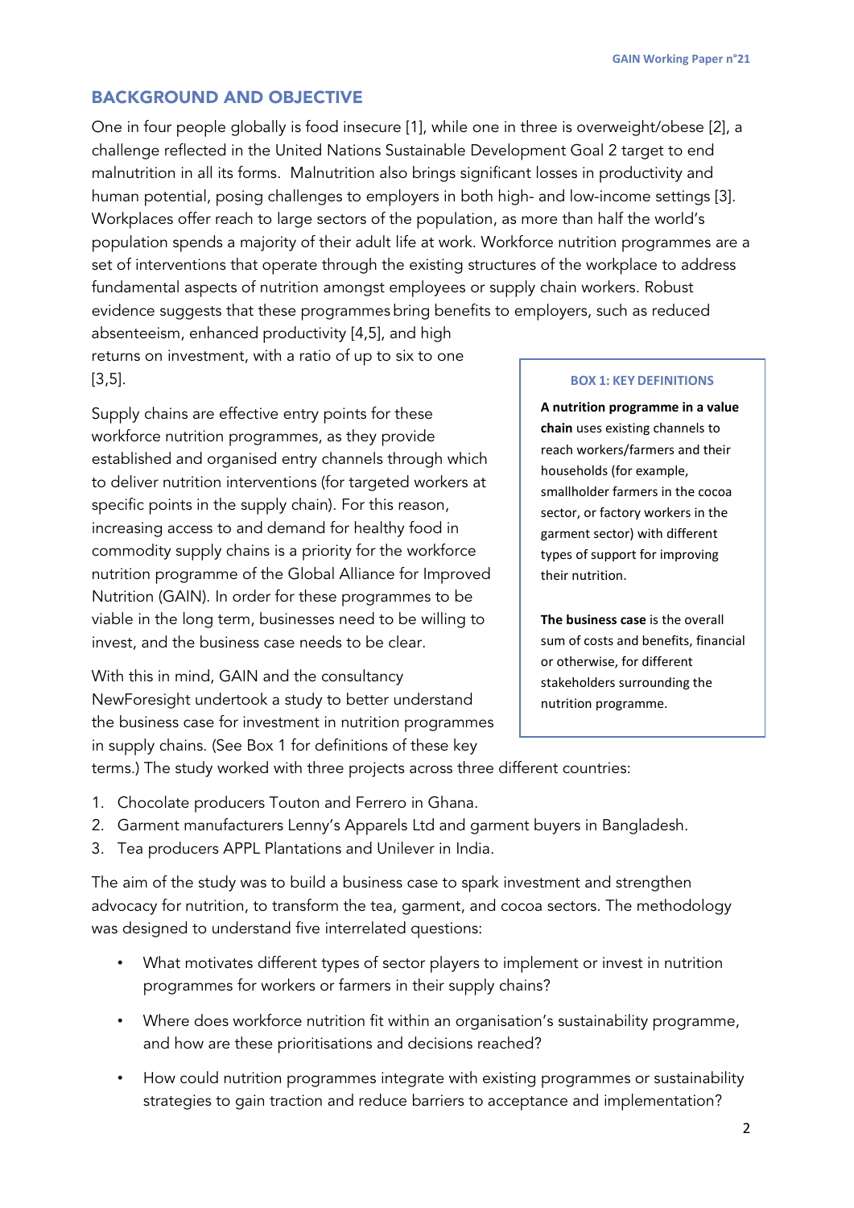## BACKGROUND AND OBJECTIVE

One in four people globally is food insecure [1], while one in three is overweight/obese [2], a challenge reflected in the United Nations Sustainable Development Goal 2 target to end malnutrition in all its forms. Malnutrition also brings significant losses in productivity and human potential, posing challenges to employers in both high- and low-income settings [3]. Workplaces offer reach to large sectors of the population, as more than half the world's population spends a majority of their adult life at work. Workforce nutrition programmes are a set of interventions that operate through the existing structures of the workplace to address fundamental aspects of nutrition amongst employees or supply chain workers. Robust evidence suggests that these programmes bring benefits to employers, such as reduced absenteeism, enhanced productivity [4,5], and high returns on investment, with a ratio of up to six to one [3,5].

Supply chains are effective entry points for these workforce nutrition programmes, as they provide established and organised entry channels through which to deliver nutrition interventions (for targeted workers at specific points in the supply chain). For this reason, increasing access to and demand for healthy food in commodity supply chains is a priority for the workforce nutrition programme of the Global Alliance for Improved Nutrition (GAIN). In order for these programmes to be viable in the long term, businesses need to be willing to invest, and the business case needs to be clear.

With this in mind, GAIN and the consultancy NewForesight undertook a study to better understand the business case for investment in nutrition programmes in supply chains. (See Box 1 for definitions of these key terms.) The study worked with three projects across three different countries:

1. Chocolate producers Touton and Ferrero in Ghana.
2. Garment manufacturers Lenny's Apparels Ltd and garment buyers in Bangladesh.
3. Tea producers APPL Plantations and Unilever in India.

> **BOX 1: KEY DEFINITIONS**
>
> **A nutrition programme in a value chain** uses existing channels to reach workers/farmers and their households (for example, smallholder farmers in the cocoa sector, or factory workers in the garment sector) with different types of support for improving their nutrition.
>
> **The business case** is the overall sum of costs and benefits, financial or otherwise, for different stakeholders surrounding the nutrition programme.

The aim of the study was to build a business case to spark investment and strengthen advocacy for nutrition, to transform the tea, garment, and cocoa sectors. The methodology was designed to understand five interrelated questions:

- What motivates different types of sector players to implement or invest in nutrition programmes for workers or farmers in their supply chains?
- Where does workforce nutrition fit within an organisation's sustainability programme, and how are these prioritisations and decisions reached?
- How could nutrition programmes integrate with existing programmes or sustainability strategies to gain traction and reduce barriers to acceptance and implementation?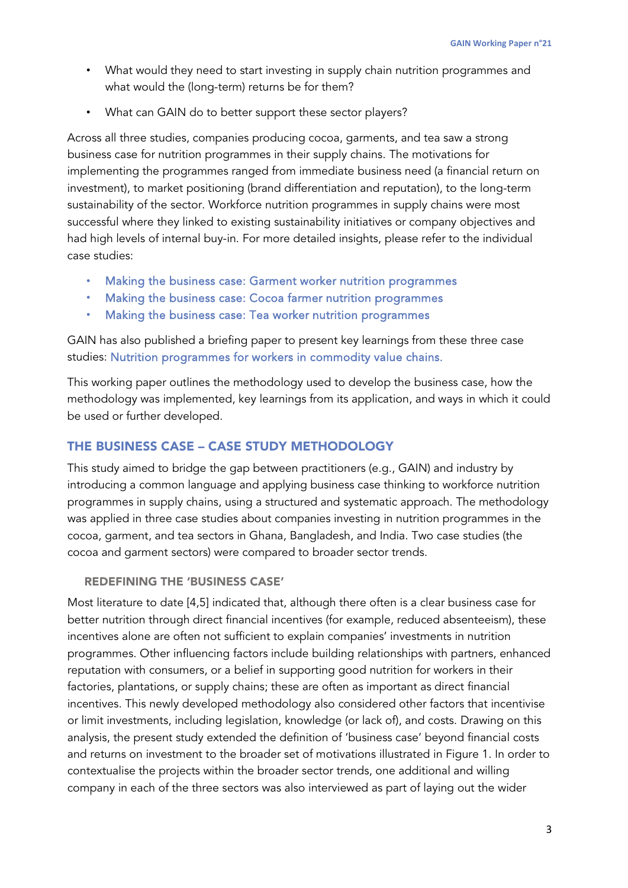- What would they need to start investing in supply chain nutrition programmes and what would the (long-term) returns be for them?
- What can GAIN do to better support these sector players?

Across all three studies, companies producing cocoa, garments, and tea saw a strong business case for nutrition programmes in their supply chains. The motivations for implementing the programmes ranged from immediate business need (a financial return on investment), to market positioning (brand differentiation and reputation), to the long-term sustainability of the sector. Workforce nutrition programmes in supply chains were most successful where they linked to existing sustainability initiatives or company objectives and had high levels of internal buy-in. For more detailed insights, please refer to the individual case studies:

- Making the business case: Garment worker nutrition programmes
- Making the business case: Cocoa farmer nutrition programmes
- Making the business case: Tea worker nutrition programmes

GAIN has also published a briefing paper to present key learnings from these three case studies: Nutrition programmes for workers in commodity value chains.

This working paper outlines the methodology used to develop the business case, how the methodology was implemented, key learnings from its application, and ways in which it could be used or further developed.

## THE BUSINESS CASE – CASE STUDY METHODOLOGY

This study aimed to bridge the gap between practitioners (e.g., GAIN) and industry by introducing a common language and applying business case thinking to workforce nutrition programmes in supply chains, using a structured and systematic approach. The methodology was applied in three case studies about companies investing in nutrition programmes in the cocoa, garment, and tea sectors in Ghana, Bangladesh, and India. Two case studies (the cocoa and garment sectors) were compared to broader sector trends.

### REDEFINING THE 'BUSINESS CASE'

Most literature to date [4,5] indicated that, although there often is a clear business case for better nutrition through direct financial incentives (for example, reduced absenteeism), these incentives alone are often not sufficient to explain companies' investments in nutrition programmes. Other influencing factors include building relationships with partners, enhanced reputation with consumers, or a belief in supporting good nutrition for workers in their factories, plantations, or supply chains; these are often as important as direct financial incentives. This newly developed methodology also considered other factors that incentivise or limit investments, including legislation, knowledge (or lack of), and costs. Drawing on this analysis, the present study extended the definition of 'business case' beyond financial costs and returns on investment to the broader set of motivations illustrated in Figure 1. In order to contextualise the projects within the broader sector trends, one additional and willing company in each of the three sectors was also interviewed as part of laying out the wider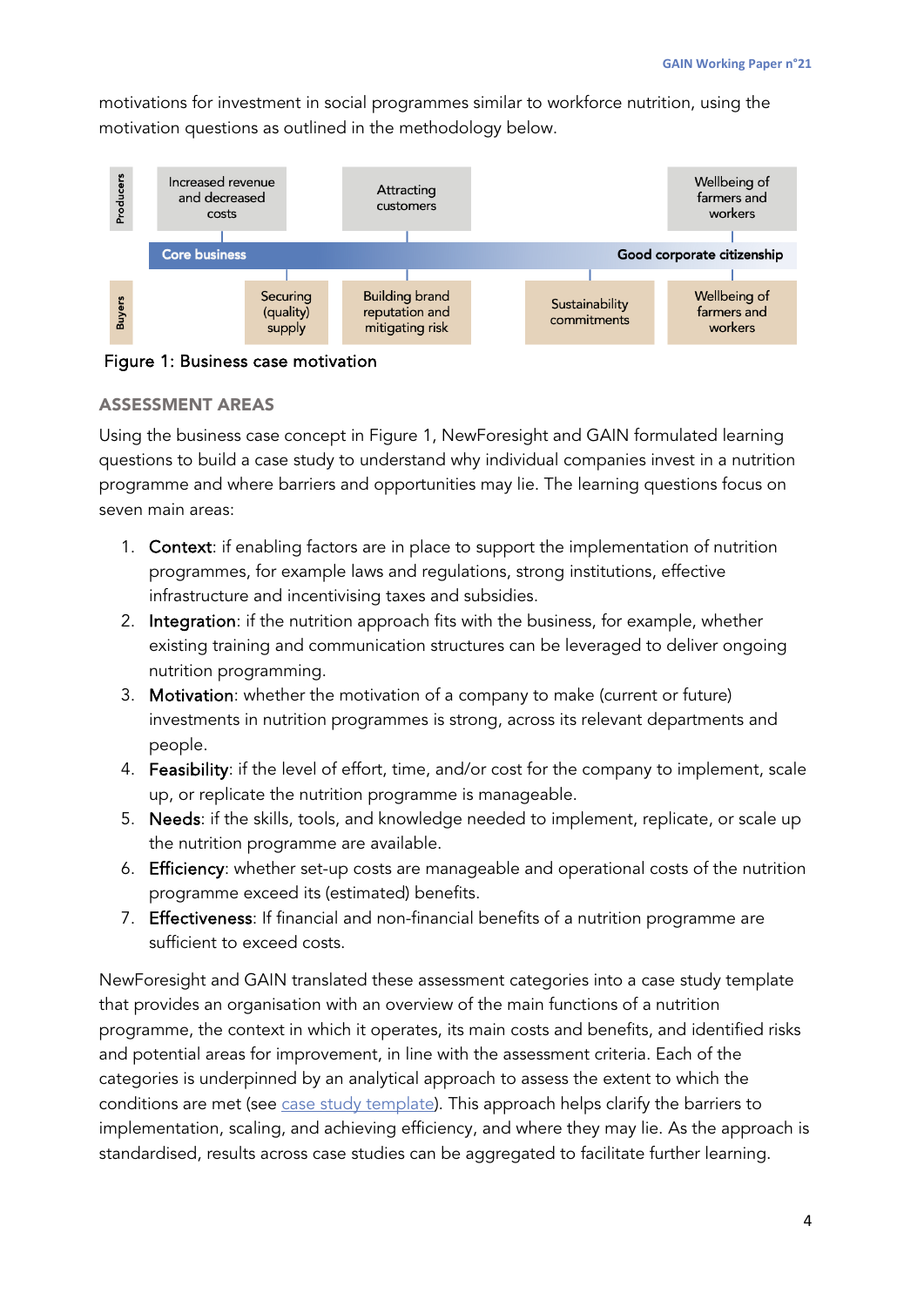motivations for investment in social programmes similar to workforce nutrition, using the motivation questions as outlined in the methodology below.

| | | | | |
|---|---|---|---|---|
| **Producers** | Increased revenue and decreased costs | Attracting customers | | Wellbeing of farmers and workers |
| | **Core business** | | | **Good corporate citizenship** |
| **Buyers** | Securing (quality) supply | Building brand reputation and mitigating risk | Sustainability commitments | Wellbeing of farmers and workers |

Figure 1: Business case motivation

### ASSESSMENT AREAS

Using the business case concept in Figure 1, NewForesight and GAIN formulated learning questions to build a case study to understand why individual companies invest in a nutrition programme and where barriers and opportunities may lie. The learning questions focus on seven main areas:

1. Context: if enabling factors are in place to support the implementation of nutrition programmes, for example laws and regulations, strong institutions, effective infrastructure and incentivising taxes and subsidies.
2. Integration: if the nutrition approach fits with the business, for example, whether existing training and communication structures can be leveraged to deliver ongoing nutrition programming.
3. Motivation: whether the motivation of a company to make (current or future) investments in nutrition programmes is strong, across its relevant departments and people.
4. Feasibility: if the level of effort, time, and/or cost for the company to implement, scale up, or replicate the nutrition programme is manageable.
5. Needs: if the skills, tools, and knowledge needed to implement, replicate, or scale up the nutrition programme are available.
6. Efficiency: whether set-up costs are manageable and operational costs of the nutrition programme exceed its (estimated) benefits.
7. Effectiveness: If financial and non-financial benefits of a nutrition programme are sufficient to exceed costs.

NewForesight and GAIN translated these assessment categories into a case study template that provides an organisation with an overview of the main functions of a nutrition programme, the context in which it operates, its main costs and benefits, and identified risks and potential areas for improvement, in line with the assessment criteria. Each of the categories is underpinned by an analytical approach to assess the extent to which the conditions are met (see case study template). This approach helps clarify the barriers to implementation, scaling, and achieving efficiency, and where they may lie. As the approach is standardised, results across case studies can be aggregated to facilitate further learning.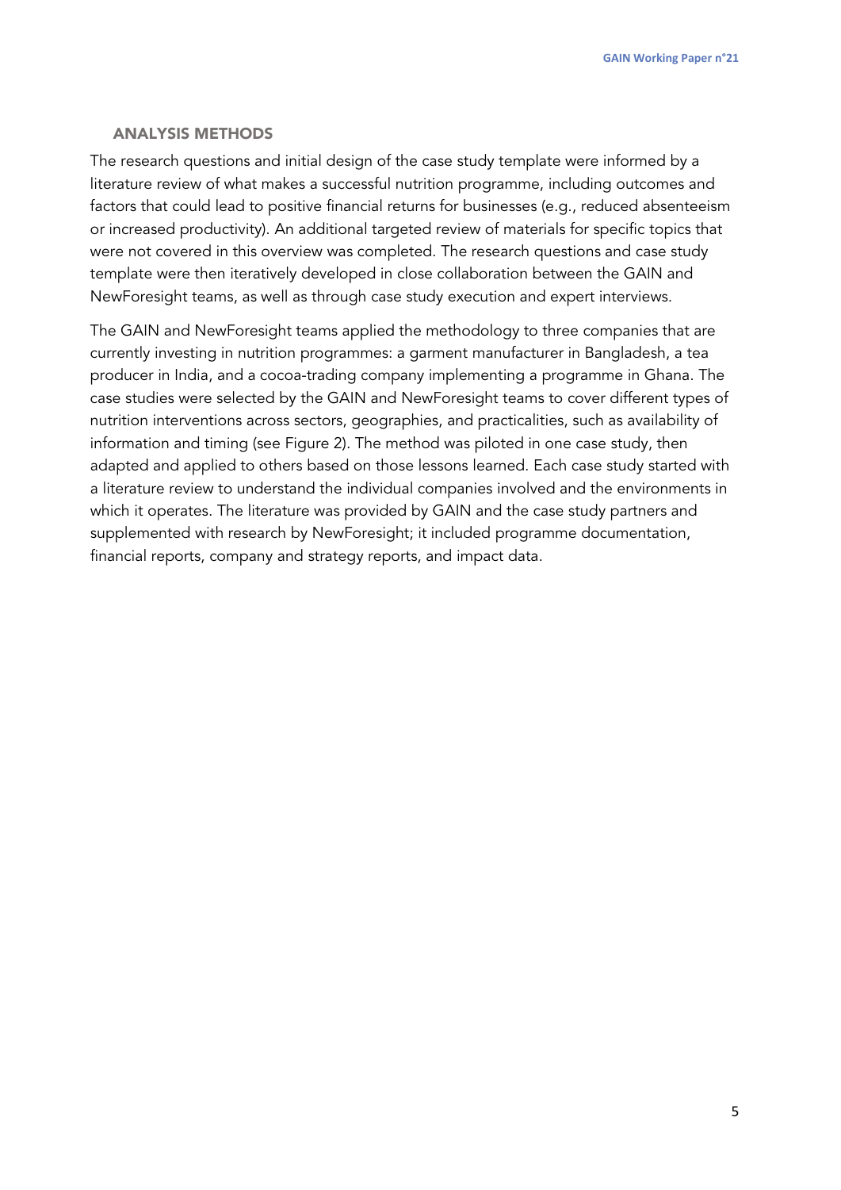## ANALYSIS METHODS

The research questions and initial design of the case study template were informed by a literature review of what makes a successful nutrition programme, including outcomes and factors that could lead to positive financial returns for businesses (e.g., reduced absenteeism or increased productivity). An additional targeted review of materials for specific topics that were not covered in this overview was completed. The research questions and case study template were then iteratively developed in close collaboration between the GAIN and NewForesight teams, as well as through case study execution and expert interviews.

The GAIN and NewForesight teams applied the methodology to three companies that are currently investing in nutrition programmes: a garment manufacturer in Bangladesh, a tea producer in India, and a cocoa-trading company implementing a programme in Ghana. The case studies were selected by the GAIN and NewForesight teams to cover different types of nutrition interventions across sectors, geographies, and practicalities, such as availability of information and timing (see Figure 2). The method was piloted in one case study, then adapted and applied to others based on those lessons learned. Each case study started with a literature review to understand the individual companies involved and the environments in which it operates. The literature was provided by GAIN and the case study partners and supplemented with research by NewForesight; it included programme documentation, financial reports, company and strategy reports, and impact data.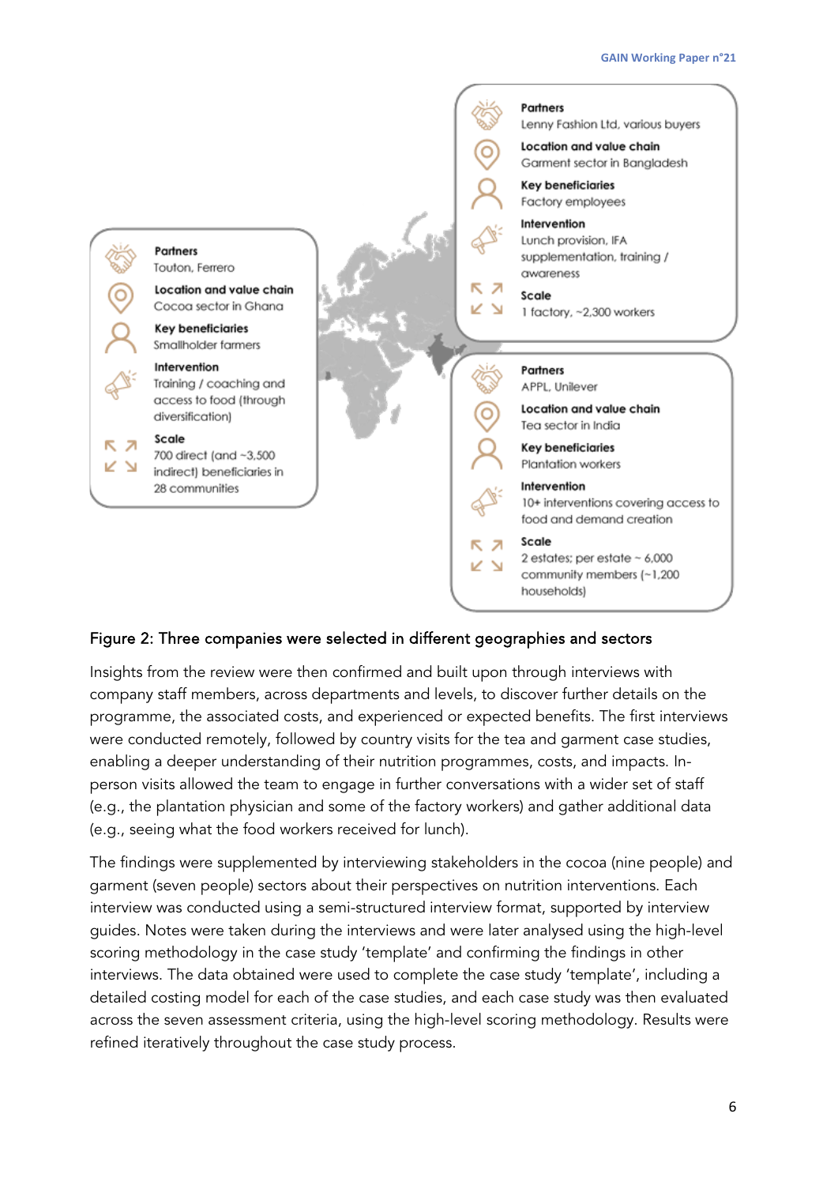**Partners**
Touton, Ferrero

**Location and value chain**
Cocoa sector in Ghana

**Key beneficiaries**
Smallholder farmers

**Intervention**
Training / coaching and access to food (through diversification)

**Scale**
700 direct (and ~3,500 indirect) beneficiaries in 28 communities

**Partners**
Lenny Fashion Ltd, various buyers

**Location and value chain**
Garment sector in Bangladesh

**Key beneficiaries**
Factory employees

**Intervention**
Lunch provision, IFA supplementation, training / awareness

**Scale**
1 factory, ~2,300 workers

**Partners**
APPL, Unilever

**Location and value chain**
Tea sector in India

**Key beneficiaries**
Plantation workers

**Intervention**
10+ interventions covering access to food and demand creation

**Scale**
2 estates; per estate ~ 6,000 community members (~1,200 households)

Figure 2: Three companies were selected in different geographies and sectors

Insights from the review were then confirmed and built upon through interviews with company staff members, across departments and levels, to discover further details on the programme, the associated costs, and experienced or expected benefits. The first interviews were conducted remotely, followed by country visits for the tea and garment case studies, enabling a deeper understanding of their nutrition programmes, costs, and impacts. In-person visits allowed the team to engage in further conversations with a wider set of staff (e.g., the plantation physician and some of the factory workers) and gather additional data (e.g., seeing what the food workers received for lunch).

The findings were supplemented by interviewing stakeholders in the cocoa (nine people) and garment (seven people) sectors about their perspectives on nutrition interventions. Each interview was conducted using a semi-structured interview format, supported by interview guides. Notes were taken during the interviews and were later analysed using the high-level scoring methodology in the case study 'template' and confirming the findings in other interviews. The data obtained were used to complete the case study 'template', including a detailed costing model for each of the case studies, and each case study was then evaluated across the seven assessment criteria, using the high-level scoring methodology. Results were refined iteratively throughout the case study process.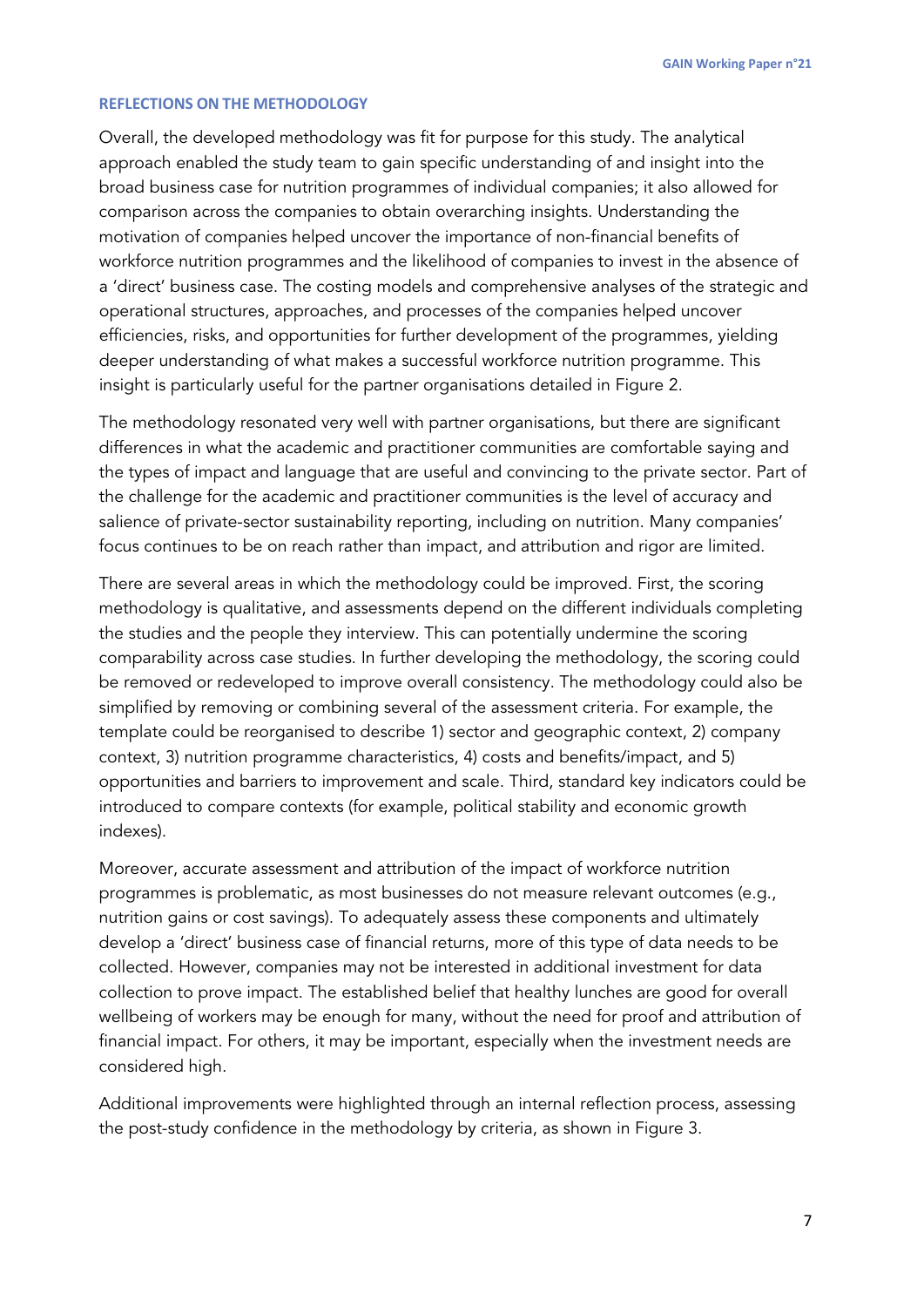## REFLECTIONS ON THE METHODOLOGY

Overall, the developed methodology was fit for purpose for this study. The analytical approach enabled the study team to gain specific understanding of and insight into the broad business case for nutrition programmes of individual companies; it also allowed for comparison across the companies to obtain overarching insights. Understanding the motivation of companies helped uncover the importance of non-financial benefits of workforce nutrition programmes and the likelihood of companies to invest in the absence of a 'direct' business case. The costing models and comprehensive analyses of the strategic and operational structures, approaches, and processes of the companies helped uncover efficiencies, risks, and opportunities for further development of the programmes, yielding deeper understanding of what makes a successful workforce nutrition programme. This insight is particularly useful for the partner organisations detailed in Figure 2.

The methodology resonated very well with partner organisations, but there are significant differences in what the academic and practitioner communities are comfortable saying and the types of impact and language that are useful and convincing to the private sector. Part of the challenge for the academic and practitioner communities is the level of accuracy and salience of private-sector sustainability reporting, including on nutrition. Many companies' focus continues to be on reach rather than impact, and attribution and rigor are limited.

There are several areas in which the methodology could be improved. First, the scoring methodology is qualitative, and assessments depend on the different individuals completing the studies and the people they interview. This can potentially undermine the scoring comparability across case studies. In further developing the methodology, the scoring could be removed or redeveloped to improve overall consistency. The methodology could also be simplified by removing or combining several of the assessment criteria. For example, the template could be reorganised to describe 1) sector and geographic context, 2) company context, 3) nutrition programme characteristics, 4) costs and benefits/impact, and 5) opportunities and barriers to improvement and scale. Third, standard key indicators could be introduced to compare contexts (for example, political stability and economic growth indexes).

Moreover, accurate assessment and attribution of the impact of workforce nutrition programmes is problematic, as most businesses do not measure relevant outcomes (e.g., nutrition gains or cost savings). To adequately assess these components and ultimately develop a 'direct' business case of financial returns, more of this type of data needs to be collected. However, companies may not be interested in additional investment for data collection to prove impact. The established belief that healthy lunches are good for overall wellbeing of workers may be enough for many, without the need for proof and attribution of financial impact. For others, it may be important, especially when the investment needs are considered high.

Additional improvements were highlighted through an internal reflection process, assessing the post-study confidence in the methodology by criteria, as shown in Figure 3.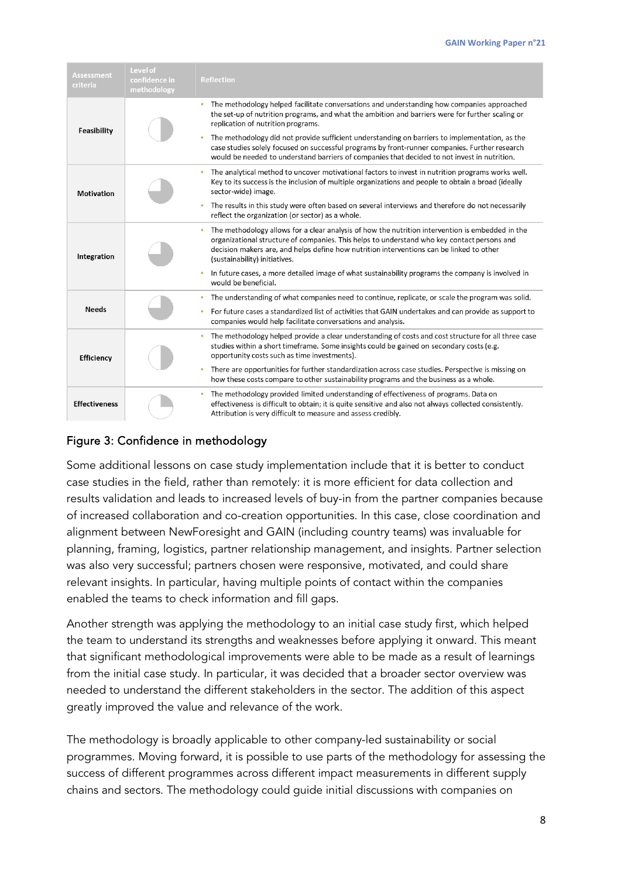| Assessment criteria | Level of confidence in methodology | Reflection |
|---|---|---|
| **Feasibility** | Half | • The methodology helped facilitate conversations and understanding how companies approached the set-up of nutrition programs, and what the ambition and barriers were for further scaling or replication of nutrition programs.<br>• The methodology did not provide sufficient understanding on barriers to implementation, as the case studies solely focused on successful programs by front-runner companies. Further research would be needed to understand barriers of companies that decided to not invest in nutrition. |
| **Motivation** | Three-quarters | • The analytical method to uncover motivational factors to invest in nutrition programs works well. Key to its success is the inclusion of multiple organizations and people to obtain a broad (ideally sector-wide) image.<br>• The results in this study were often based on several interviews and therefore do not necessarily reflect the organization (or sector) as a whole. |
| **Integration** | Three-quarters | • The methodology allows for a clear analysis of how the nutrition intervention is embedded in the organizational structure of companies. This helps to understand who key contact persons and decision makers are, and helps define how nutrition interventions can be linked to other (sustainability) initiatives.<br>• In future cases, a more detailed image of what sustainability programs the company is involved in would be beneficial. |
| **Needs** | Three-quarters | • The understanding of what companies need to continue, replicate, or scale the program was solid.<br>• For future cases a standardized list of activities that GAIN undertakes and can provide as support to companies would help facilitate conversations and analysis. |
| **Efficiency** | Half | • The methodology helped provide a clear understanding of costs and cost structure for all three case studies within a short timeframe. Some insights could be gained on secondary costs (e.g. opportunity costs such as time investments).<br>• There are opportunities for further standardization across case studies. Perspective is missing on how these costs compare to other sustainability programs and the business as a whole. |
| **Effectiveness** | Quarter | • The methodology provided limited understanding of effectiveness of programs. Data on effectiveness is difficult to obtain; it is quite sensitive and also not always collected consistently. Attribution is very difficult to measure and assess credibly. |

Figure 3: Confidence in methodology

Some additional lessons on case study implementation include that it is better to conduct case studies in the field, rather than remotely: it is more efficient for data collection and results validation and leads to increased levels of buy-in from the partner companies because of increased collaboration and co-creation opportunities. In this case, close coordination and alignment between NewForesight and GAIN (including country teams) was invaluable for planning, framing, logistics, partner relationship management, and insights. Partner selection was also very successful; partners chosen were responsive, motivated, and could share relevant insights. In particular, having multiple points of contact within the companies enabled the teams to check information and fill gaps.

Another strength was applying the methodology to an initial case study first, which helped the team to understand its strengths and weaknesses before applying it onward. This meant that significant methodological improvements were able to be made as a result of learnings from the initial case study. In particular, it was decided that a broader sector overview was needed to understand the different stakeholders in the sector. The addition of this aspect greatly improved the value and relevance of the work.

The methodology is broadly applicable to other company-led sustainability or social programmes. Moving forward, it is possible to use parts of the methodology for assessing the success of different programmes across different impact measurements in different supply chains and sectors. The methodology could guide initial discussions with companies on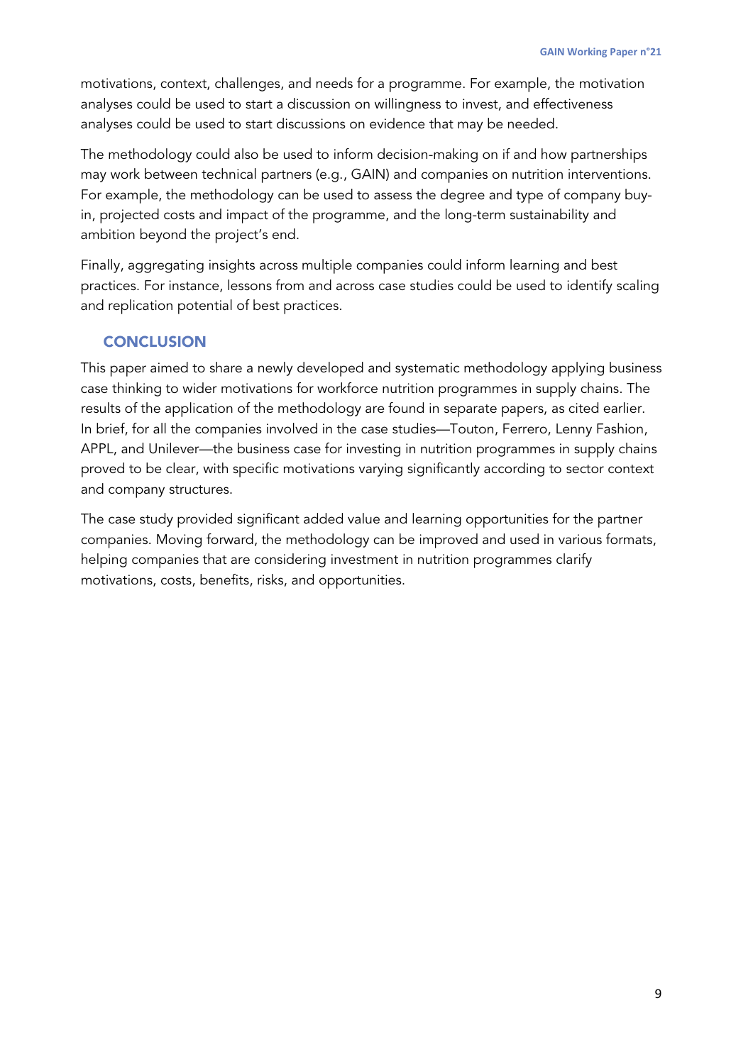motivations, context, challenges, and needs for a programme. For example, the motivation analyses could be used to start a discussion on willingness to invest, and effectiveness analyses could be used to start discussions on evidence that may be needed.

The methodology could also be used to inform decision-making on if and how partnerships may work between technical partners (e.g., GAIN) and companies on nutrition interventions. For example, the methodology can be used to assess the degree and type of company buy-in, projected costs and impact of the programme, and the long-term sustainability and ambition beyond the project's end.

Finally, aggregating insights across multiple companies could inform learning and best practices. For instance, lessons from and across case studies could be used to identify scaling and replication potential of best practices.

## CONCLUSION

This paper aimed to share a newly developed and systematic methodology applying business case thinking to wider motivations for workforce nutrition programmes in supply chains. The results of the application of the methodology are found in separate papers, as cited earlier. In brief, for all the companies involved in the case studies—Touton, Ferrero, Lenny Fashion, APPL, and Unilever—the business case for investing in nutrition programmes in supply chains proved to be clear, with specific motivations varying significantly according to sector context and company structures.

The case study provided significant added value and learning opportunities for the partner companies. Moving forward, the methodology can be improved and used in various formats, helping companies that are considering investment in nutrition programmes clarify motivations, costs, benefits, risks, and opportunities.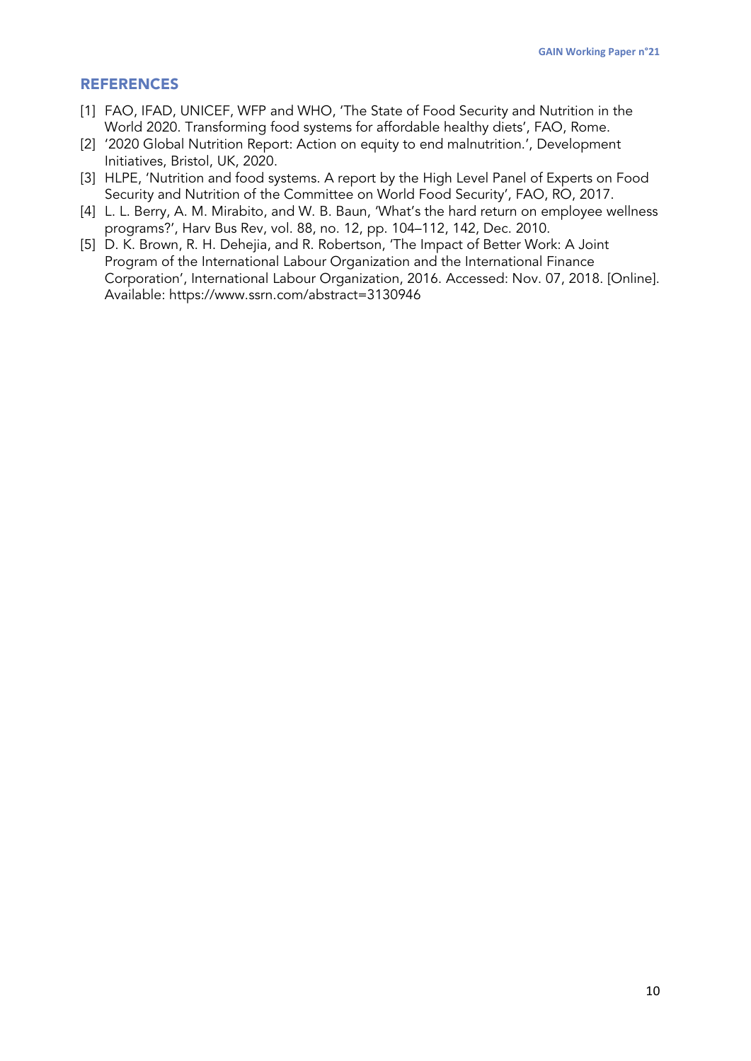## REFERENCES

[1] FAO, IFAD, UNICEF, WFP and WHO, 'The State of Food Security and Nutrition in the World 2020. Transforming food systems for affordable healthy diets', FAO, Rome.

[2] '2020 Global Nutrition Report: Action on equity to end malnutrition.', Development Initiatives, Bristol, UK, 2020.

[3] HLPE, 'Nutrition and food systems. A report by the High Level Panel of Experts on Food Security and Nutrition of the Committee on World Food Security', FAO, RO, 2017.

[4] L. L. Berry, A. M. Mirabito, and W. B. Baun, 'What's the hard return on employee wellness programs?', Harv Bus Rev, vol. 88, no. 12, pp. 104–112, 142, Dec. 2010.

[5] D. K. Brown, R. H. Dehejia, and R. Robertson, 'The Impact of Better Work: A Joint Program of the International Labour Organization and the International Finance Corporation', International Labour Organization, 2016. Accessed: Nov. 07, 2018. [Online]. Available: https://www.ssrn.com/abstract=3130946